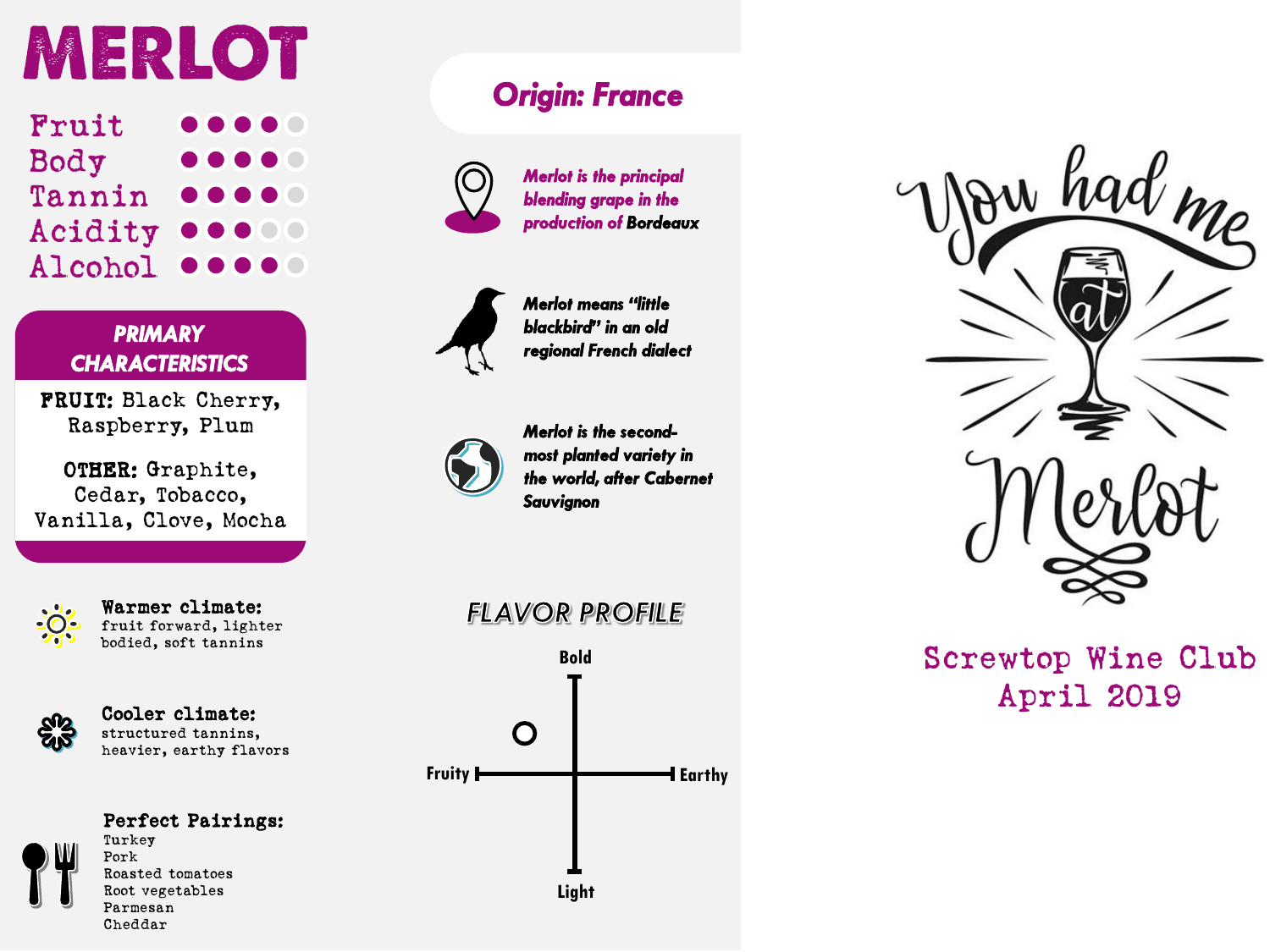# MERLOT

| | |
|---|---|
| Fruit | ●●●●○ |
| Body | ●●●●○ |
| Tannin | ●●●●○ |
| Acidity | ●●●○○ |
| Alcohol | ●●●●○ |

## PRIMARY CHARACTERISTICS

**FRUIT:** Black Cherry, Raspberry, Plum

**OTHER:** Graphite, Cedar, Tobacco, Vanilla, Clove, Mocha

**Warmer climate:** fruit forward, lighter bodied, soft tannins

**Cooler climate:** structured tannins, heavier, earthy flavors

**Perfect Pairings:**
- Turkey
- Pork
- Roasted tomatoes
- Root vegetables
- Parmesan
- Cheddar

## *Origin: France*

*Merlot is the principal blending grape in the production of* ***Bordeaux***

***Merlot means "little blackbird" in an old regional French dialect***

***Merlot is the second-most planted variety in the world, after Cabernet Sauvignon***

## FLAVOR PROFILE

Bold / Light / Fruity / Earthy

You had me at Merlot

Screwtop Wine Club
April 2019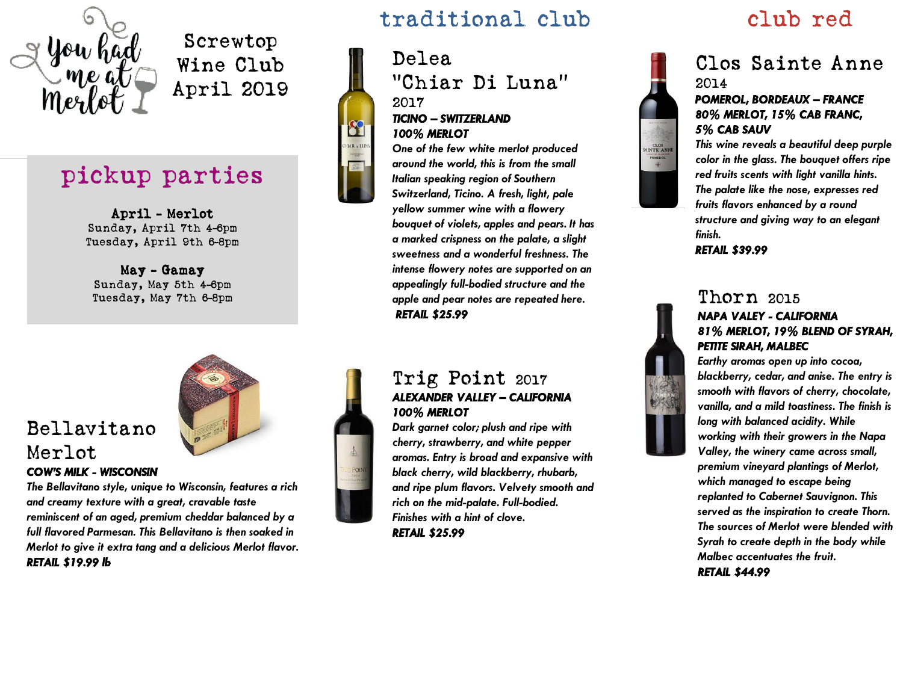You had me at Merlot

# Screwtop Wine Club April 2019

## pickup parties

**April - Merlot**
Sunday, April 7th 4-6pm
Tuesday, April 9th 6-8pm

**May - Gamay**
Sunday, May 5th 4-6pm
Tuesday, May 7th 6-8pm

### Bellavitano Merlot

***COW'S MILK - WISCONSIN***

*The Bellavitano style, unique to Wisconsin, features a rich and creamy texture with a great, cravable taste reminiscent of an aged, premium cheddar balanced by a full flavored Parmesan. This Bellavitano is then soaked in Merlot to give it extra tang and a delicious Merlot flavor.*

***RETAIL $19.99 lb***

## traditional club

### Delea "Chiar Di Luna" 2017

***TICINO – SWITZERLAND***

***100% MERLOT***

*One of the few white merlot produced around the world, this is from the small Italian speaking region of Southern Switzerland, Ticino. A fresh, light, pale yellow summer wine with a flowery bouquet of violets, apples and pears. It has a marked crispness on the palate, a slight sweetness and a wonderful freshness. The intense flowery notes are supported on an appealingly full-bodied structure and the apple and pear notes are repeated here.*

***RETAIL $25.99***

### Trig Point 2017

***ALEXANDER VALLEY – CALIFORNIA***

***100% MERLOT***

*Dark garnet color; plush and ripe with cherry, strawberry, and white pepper aromas. Entry is broad and expansive with black cherry, wild blackberry, rhubarb, and ripe plum flavors. Velvety smooth and rich on the mid-palate. Full-bodied. Finishes with a hint of clove.*

***RETAIL $25.99***

## club red

### Clos Sainte Anne 2014

***POMEROL, BORDEAUX – FRANCE***

***80% MERLOT, 15% CAB FRANC, 5% CAB SAUV***

*This wine reveals a beautiful deep purple color in the glass. The bouquet offers ripe red fruits scents with light vanilla hints. The palate like the nose, expresses red fruits flavors enhanced by a round structure and giving way to an elegant finish.*

***RETAIL $39.99***

### Thorn 2015

***NAPA VALEY - CALIFORNIA***

***81% MERLOT, 19% BLEND OF SYRAH, PETITE SIRAH, MALBEC***

*Earthy aromas open up into cocoa, blackberry, cedar, and anise. The entry is smooth with flavors of cherry, chocolate, vanilla, and a mild toastiness. The finish is long with balanced acidity. While working with their growers in the Napa Valley, the winery came across small, premium vineyard plantings of Merlot, which managed to escape being replanted to Cabernet Sauvignon. This served as the inspiration to create Thorn. The sources of Merlot were blended with Syrah to create depth in the body while Malbec accentuates the fruit.*

***RETAIL $44.99***